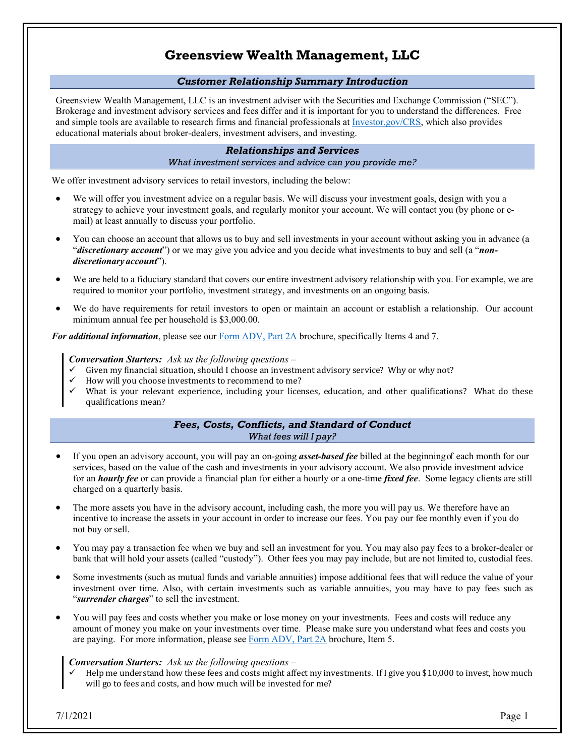# Greensview Wealth Management, LLC

## *Customer Relationship Summary Introduction*

Greensview Wealth Management, LLC is an investment adviser with the Securities and Exchange Commission ("SEC"). Brokerage and investment advisory services and fees differ and it is important for you to understand the differences. Free and simple tools are available to research firms and financial professionals at Investor.gov/CRS, which also provides educational materials about broker-dealers, investment advisers, and investing.

## *Relationships and Services*

*What investment services and advice can you provide me?*

We offer investment advisory services to retail investors, including the below:

- We will offer you investment advice on a regular basis. We will discuss your investment goals, design with you a strategy to achieve your investment goals, and regularly monitor your account. We will contact you (by phone or e-mail) at least annually to discuss your portfolio.
- You can choose an account that allows us to buy and sell investments in your account without asking you in advance (a "***discretionary account***") or we may give you advice and you decide what investments to buy and sell (a "***non-discretionary account***").
- We are held to a fiduciary standard that covers our entire investment advisory relationship with you. For example, we are required to monitor your portfolio, investment strategy, and investments on an ongoing basis.
- We do have requirements for retail investors to open or maintain an account or establish a relationship. Our account minimum annual fee per household is $3,000.00.

***For additional information***, please see our Form ADV, Part 2A brochure, specifically Items 4 and 7.

> ***Conversation Starters:*** *Ask us the following questions –*
> - ✓ Given my financial situation, should I choose an investment advisory service? Why or why not?
> - ✓ How will you choose investments to recommend to me?
> - ✓ What is your relevant experience, including your licenses, education, and other qualifications? What do these qualifications mean?

## *Fees, Costs, Conflicts, and Standard of Conduct*

*What fees will I pay?*

- If you open an advisory account, you will pay an on-going ***asset-based fee*** billed at the beginning of each month for our services, based on the value of the cash and investments in your advisory account. We also provide investment advice for an ***hourly fee*** or can provide a financial plan for either a hourly or a one-time ***fixed fee***. Some legacy clients are still charged on a quarterly basis.
- The more assets you have in the advisory account, including cash, the more you will pay us. We therefore have an incentive to increase the assets in your account in order to increase our fees. You pay our fee monthly even if you do not buy or sell.
- You may pay a transaction fee when we buy and sell an investment for you. You may also pay fees to a broker-dealer or bank that will hold your assets (called "custody"). Other fees you may pay include, but are not limited to, custodial fees.
- Some investments (such as mutual funds and variable annuities) impose additional fees that will reduce the value of your investment over time. Also, with certain investments such as variable annuities, you may have to pay fees such as "***surrender charges***" to sell the investment.
- You will pay fees and costs whether you make or lose money on your investments. Fees and costs will reduce any amount of money you make on your investments over time. Please make sure you understand what fees and costs you are paying. For more information, please see Form ADV, Part 2A brochure, Item 5.

> ***Conversation Starters:*** *Ask us the following questions –*
> - ✓ Help me understand how these fees and costs might affect my investments. If I give you $10,000 to invest, how much will go to fees and costs, and how much will be invested for me?

7/1/2021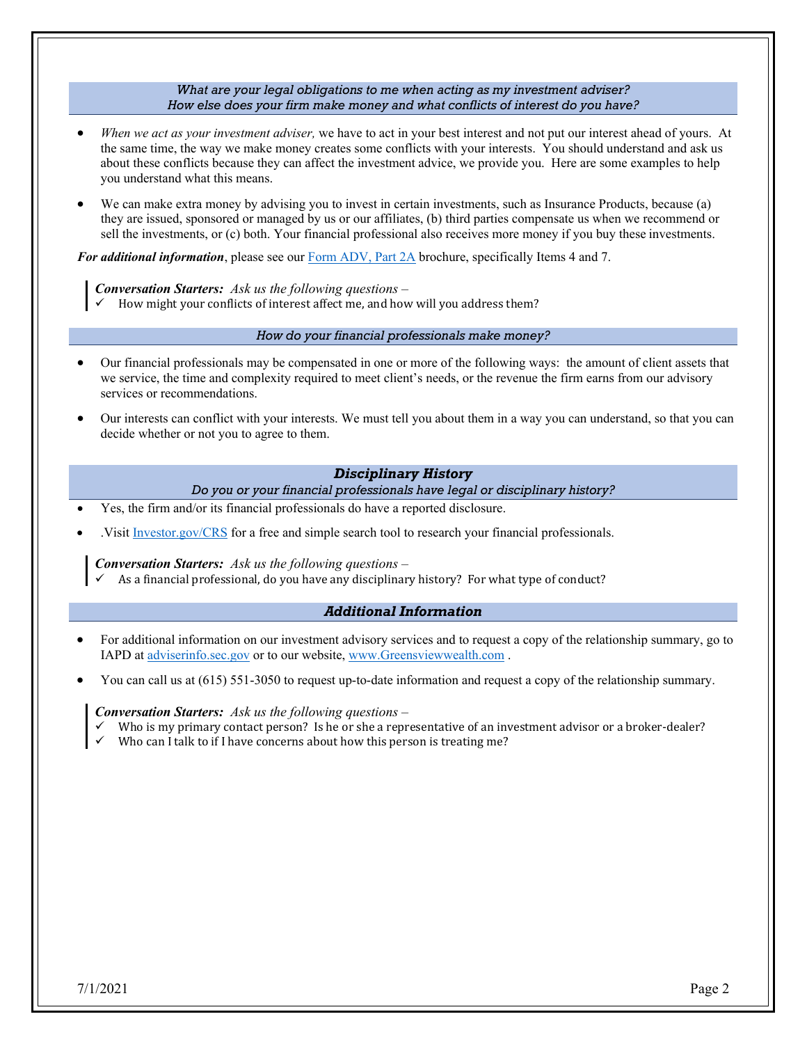### *What are your legal obligations to me when acting as my investment adviser? How else does your firm make money and what conflicts of interest do you have?*

- *When we act as your investment adviser,* we have to act in your best interest and not put our interest ahead of yours. At the same time, the way we make money creates some conflicts with your interests. You should understand and ask us about these conflicts because they can affect the investment advice, we provide you. Here are some examples to help you understand what this means.
- We can make extra money by advising you to invest in certain investments, such as Insurance Products, because (a) they are issued, sponsored or managed by us or our affiliates, (b) third parties compensate us when we recommend or sell the investments, or (c) both. Your financial professional also receives more money if you buy these investments.

***For additional information***, please see our Form ADV, Part 2A brochure, specifically Items 4 and 7.

> ***Conversation Starters:*** *Ask us the following questions –*
> - ✓ How might your conflicts of interest affect me, and how will you address them?

### *How do your financial professionals make money?*

- Our financial professionals may be compensated in one or more of the following ways: the amount of client assets that we service, the time and complexity required to meet client's needs, or the revenue the firm earns from our advisory services or recommendations.
- Our interests can conflict with your interests. We must tell you about them in a way you can understand, so that you can decide whether or not you to agree to them.

## *Disciplinary History*

### *Do you or your financial professionals have legal or disciplinary history?*

- Yes, the firm and/or its financial professionals do have a reported disclosure.
- .Visit Investor.gov/CRS for a free and simple search tool to research your financial professionals.

> ***Conversation Starters:*** *Ask us the following questions –*
> - ✓ As a financial professional, do you have any disciplinary history? For what type of conduct?

## *Additional Information*

- For additional information on our investment advisory services and to request a copy of the relationship summary, go to IAPD at adviserinfo.sec.gov or to our website, www.Greensviewwealth.com .
- You can call us at (615) 551-3050 to request up-to-date information and request a copy of the relationship summary.

> ***Conversation Starters:*** *Ask us the following questions –*
> - ✓ Who is my primary contact person? Is he or she a representative of an investment advisor or a broker-dealer?
> - ✓ Who can I talk to if I have concerns about how this person is treating me?

7/1/2021